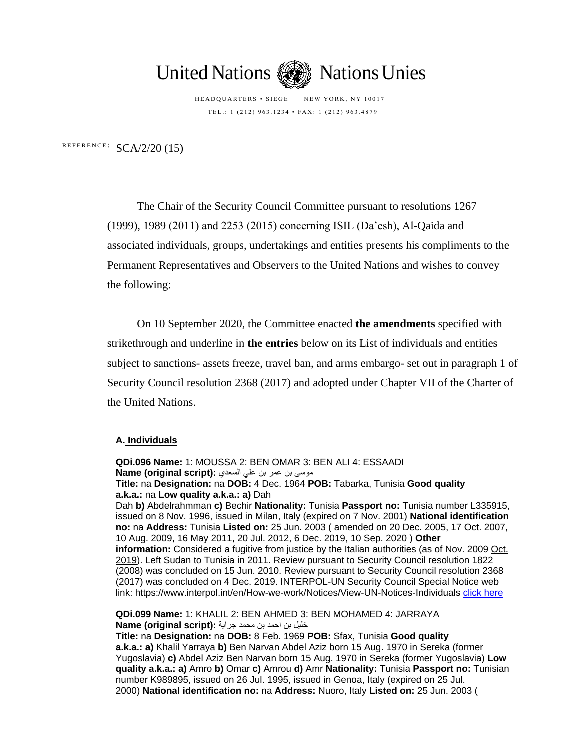United Nations Nations Unies

HEADQUARTERS • SIEGE NEW YORK, NY 10017

TEL.: 1 (212) 963.1234 • FAX: 1 (212) 963.4879

REFERENCE: SCA/2/20 (15)

The Chair of the Security Council Committee pursuant to resolutions 1267 (1999), 1989 (2011) and 2253 (2015) concerning ISIL (Da'esh), Al-Qaida and associated individuals, groups, undertakings and entities presents his compliments to the Permanent Representatives and Observers to the United Nations and wishes to convey the following:

On 10 September 2020, the Committee enacted **the amendments** specified with strikethrough and underline in **the entries** below on its List of individuals and entities subject to sanctions- assets freeze, travel ban, and arms embargo- set out in paragraph 1 of Security Council resolution 2368 (2017) and adopted under Chapter VII of the Charter of the United Nations.

**A. Individuals**

**QDi.096 Name:** 1: MOUSSA 2: BEN OMAR 3: BEN ALI 4: ESSAADI
**Name (original script):** موسى بن عمر بن علي السعدي
**Title:** na **Designation:** na **DOB:** 4 Dec. 1964 **POB:** Tabarka, Tunisia **Good quality a.k.a.:** na **Low quality a.k.a.: a)** Dah Dah **b)** Abdelrahmman **c)** Bechir **Nationality:** Tunisia **Passport no:** Tunisia number L335915, issued on 8 Nov. 1996, issued in Milan, Italy (expired on 7 Nov. 2001) **National identification no:** na **Address:** Tunisia **Listed on:** 25 Jun. 2003 ( amended on 20 Dec. 2005, 17 Oct. 2007, 10 Aug. 2009, 16 May 2011, 20 Jul. 2012, 6 Dec. 2019, <u>10 Sep. 2020</u> ) **Other information:** Considered a fugitive from justice by the Italian authorities (as of ~~Nov. 2009~~ <u>Oct. 2019</u>). Left Sudan to Tunisia in 2011. Review pursuant to Security Council resolution 1822 (2008) was concluded on 15 Jun. 2010. Review pursuant to Security Council resolution 2368 (2017) was concluded on 4 Dec. 2019. INTERPOL-UN Security Council Special Notice web link: https://www.interpol.int/en/How-we-work/Notices/View-UN-Notices-Individuals click here

**QDi.099 Name:** 1: KHALIL 2: BEN AHMED 3: BEN MOHAMED 4: JARRAYA
**Name (original script):** خليل بن احمد بن محمد جراية
**Title:** na **Designation:** na **DOB:** 8 Feb. 1969 **POB:** Sfax, Tunisia **Good quality a.k.a.: a)** Khalil Yarraya **b)** Ben Narvan Abdel Aziz born 15 Aug. 1970 in Sereka (former Yugoslavia) **c)** Abdel Aziz Ben Narvan born 15 Aug. 1970 in Sereka (former Yugoslavia) **Low quality a.k.a.: a)** Amro **b)** Omar **c)** Amrou **d)** Amr **Nationality:** Tunisia **Passport no:** Tunisian number K989895, issued on 26 Jul. 1995, issued in Genoa, Italy (expired on 25 Jul. 2000) **National identification no:** na **Address:** Nuoro, Italy **Listed on:** 25 Jun. 2003 (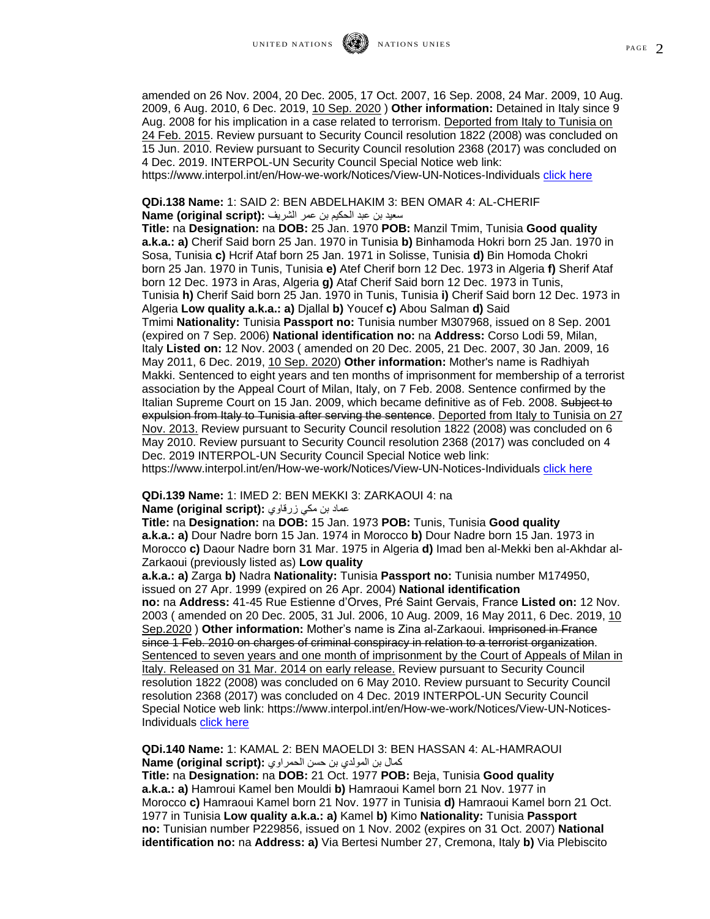amended on 26 Nov. 2004, 20 Dec. 2005, 17 Oct. 2007, 16 Sep. 2008, 24 Mar. 2009, 10 Aug. 2009, 6 Aug. 2010, 6 Dec. 2019, <u>10 Sep. 2020</u> ) **Other information:** Detained in Italy since 9 Aug. 2008 for his implication in a case related to terrorism. <u>Deported from Italy to Tunisia on 24 Feb. 2015</u>. Review pursuant to Security Council resolution 1822 (2008) was concluded on 15 Jun. 2010. Review pursuant to Security Council resolution 2368 (2017) was concluded on 4 Dec. 2019. INTERPOL-UN Security Council Special Notice web link: https://www.interpol.int/en/How-we-work/Notices/View-UN-Notices-Individuals [click here]

**QDi.138 Name:** 1: SAID 2: BEN ABDELHAKIM 3: BEN OMAR 4: AL-CHERIF
**Name (original script):** سعيد بن عبد الحكيم بن عمر الشريف
**Title:** na **Designation:** na **DOB:** 25 Jan. 1970 **POB:** Manzil Tmim, Tunisia **Good quality a.k.a.: a)** Cherif Said born 25 Jan. 1970 in Tunisia **b)** Binhamoda Hokri born 25 Jan. 1970 in Sosa, Tunisia **c)** Hcrif Ataf born 25 Jan. 1971 in Solisse, Tunisia **d)** Bin Homoda Chokri born 25 Jan. 1970 in Tunis, Tunisia **e)** Atef Cherif born 12 Dec. 1973 in Algeria **f)** Sherif Ataf born 12 Dec. 1973 in Aras, Algeria **g)** Ataf Cherif Said born 12 Dec. 1973 in Tunis, Tunisia **h)** Cherif Said born 25 Jan. 1970 in Tunis, Tunisia **i)** Cherif Said born 12 Dec. 1973 in Algeria **Low quality a.k.a.: a)** Djallal **b)** Youcef **c)** Abou Salman **d)** Said Tmimi **Nationality:** Tunisia **Passport no:** Tunisia number M307968, issued on 8 Sep. 2001 (expired on 7 Sep. 2006) **National identification no:** na **Address:** Corso Lodi 59, Milan, Italy **Listed on:** 12 Nov. 2003 ( amended on 20 Dec. 2005, 21 Dec. 2007, 30 Jan. 2009, 16 May 2011, 6 Dec. 2019, <u>10 Sep. 2020</u>) **Other information:** Mother's name is Radhiyah Makki. Sentenced to eight years and ten months of imprisonment for membership of a terrorist association by the Appeal Court of Milan, Italy, on 7 Feb. 2008. Sentence confirmed by the Italian Supreme Court on 15 Jan. 2009, which became definitive as of Feb. 2008. ~~Subject to expulsion from Italy to Tunisia after serving the sentence~~. <u>Deported from Italy to Tunisia on 27 Nov. 2013.</u> Review pursuant to Security Council resolution 1822 (2008) was concluded on 6 May 2010. Review pursuant to Security Council resolution 2368 (2017) was concluded on 4 Dec. 2019 INTERPOL-UN Security Council Special Notice web link: https://www.interpol.int/en/How-we-work/Notices/View-UN-Notices-Individuals [click here]

**QDi.139 Name:** 1: IMED 2: BEN MEKKI 3: ZARKAOUI 4: na
**Name (original script):** عماد بن مكي زرقاوي
**Title:** na **Designation:** na **DOB:** 15 Jan. 1973 **POB:** Tunis, Tunisia **Good quality a.k.a.: a)** Dour Nadre born 15 Jan. 1974 in Morocco **b)** Dour Nadre born 15 Jan. 1973 in Morocco **c)** Daour Nadre born 31 Mar. 1975 in Algeria **d)** Imad ben al-Mekki ben al-Akhdar al-Zarkaoui (previously listed as) **Low quality a.k.a.: a)** Zarga **b)** Nadra **Nationality:** Tunisia **Passport no:** Tunisia number M174950, issued on 27 Apr. 1999 (expired on 26 Apr. 2004) **National identification no:** na **Address:** 41-45 Rue Estienne d'Orves, Pré Saint Gervais, France **Listed on:** 12 Nov. 2003 ( amended on 20 Dec. 2005, 31 Jul. 2006, 10 Aug. 2009, 16 May 2011, 6 Dec. 2019, <u>10 Sep.2020</u> ) **Other information:** Mother's name is Zina al-Zarkaoui. ~~Imprisoned in France since 1 Feb. 2010 on charges of criminal conspiracy in relation to a terrorist organization~~. <u>Sentenced to seven years and one month of imprisonment by the Court of Appeals of Milan in Italy. Released on 31 Mar. 2014 on early release.</u> Review pursuant to Security Council resolution 1822 (2008) was concluded on 6 May 2010. Review pursuant to Security Council resolution 2368 (2017) was concluded on 4 Dec. 2019 INTERPOL-UN Security Council Special Notice web link: https://www.interpol.int/en/How-we-work/Notices/View-UN-Notices-Individuals [click here]

**QDi.140 Name:** 1: KAMAL 2: BEN MAOELDI 3: BEN HASSAN 4: AL-HAMRAOUI
**Name (original script):** كمال بن المولدي بن حسن الحمراوي
**Title:** na **Designation:** na **DOB:** 21 Oct. 1977 **POB:** Beja, Tunisia **Good quality a.k.a.: a)** Hamroui Kamel ben Mouldi **b)** Hamraoui Kamel born 21 Nov. 1977 in Morocco **c)** Hamraoui Kamel born 21 Nov. 1977 in Tunisia **d)** Hamraoui Kamel born 21 Oct. 1977 in Tunisia **Low quality a.k.a.: a)** Kamel **b)** Kimo **Nationality:** Tunisia **Passport no:** Tunisian number P229856, issued on 1 Nov. 2002 (expires on 31 Oct. 2007) **National identification no:** na **Address: a)** Via Bertesi Number 27, Cremona, Italy **b)** Via Plebiscito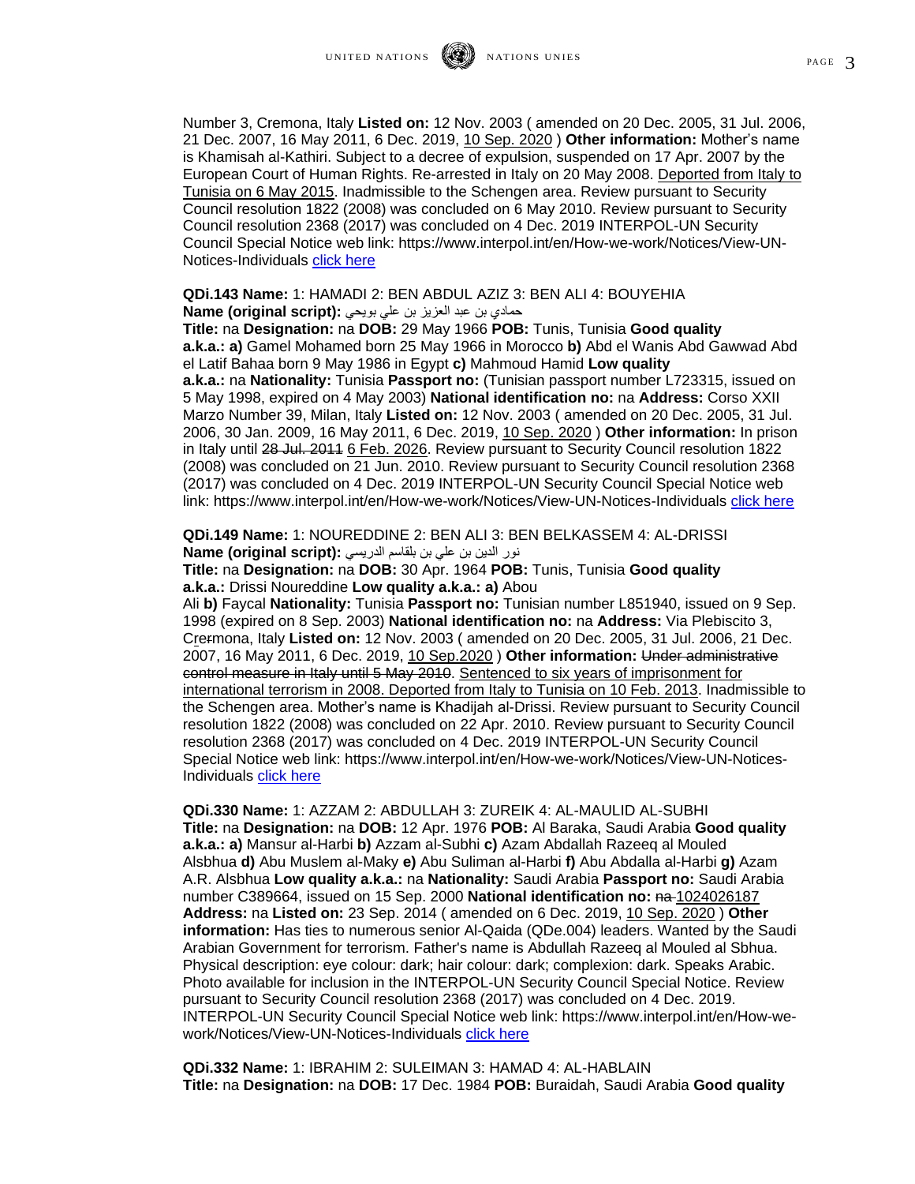Number 3, Cremona, Italy **Listed on:** 12 Nov. 2003 ( amended on 20 Dec. 2005, 31 Jul. 2006, 21 Dec. 2007, 16 May 2011, 6 Dec. 2019, <u>10 Sep. 2020</u> ) **Other information:** Mother's name is Khamisah al-Kathiri. Subject to a decree of expulsion, suspended on 17 Apr. 2007 by the European Court of Human Rights. Re-arrested in Italy on 20 May 2008. <u>Deported from Italy to Tunisia on 6 May 2015</u>. Inadmissible to the Schengen area. Review pursuant to Security Council resolution 1822 (2008) was concluded on 6 May 2010. Review pursuant to Security Council resolution 2368 (2017) was concluded on 4 Dec. 2019 INTERPOL-UN Security Council Special Notice web link: https://www.interpol.int/en/How-we-work/Notices/View-UN-Notices-Individuals click here

**QDi.143 Name:** 1: HAMADI 2: BEN ABDUL AZIZ 3: BEN ALI 4: BOUYEHIA
**Name (original script):** حمادي بن عبد العزيز بن علي بويحي
**Title:** na **Designation:** na **DOB:** 29 May 1966 **POB:** Tunis, Tunisia **Good quality a.k.a.: a)** Gamel Mohamed born 25 May 1966 in Morocco **b)** Abd el Wanis Abd Gawwad Abd el Latif Bahaa born 9 May 1986 in Egypt **c)** Mahmoud Hamid **Low quality a.k.a.:** na **Nationality:** Tunisia **Passport no:** (Tunisian passport number L723315, issued on 5 May 1998, expired on 4 May 2003) **National identification no:** na **Address:** Corso XXII Marzo Number 39, Milan, Italy **Listed on:** 12 Nov. 2003 ( amended on 20 Dec. 2005, 31 Jul. 2006, 30 Jan. 2009, 16 May 2011, 6 Dec. 2019, <u>10 Sep. 2020</u> ) **Other information:** In prison in Italy until ~~28 Jul. 2011~~ <u>6 Feb. 2026</u>. Review pursuant to Security Council resolution 1822 (2008) was concluded on 21 Jun. 2010. Review pursuant to Security Council resolution 2368 (2017) was concluded on 4 Dec. 2019 INTERPOL-UN Security Council Special Notice web link: https://www.interpol.int/en/How-we-work/Notices/View-UN-Notices-Individuals click here

**QDi.149 Name:** 1: NOUREDDINE 2: BEN ALI 3: BEN BELKASSEM 4: AL-DRISSI
**Name (original script):** نور الدين بن علي بن بلقاسم الدريسي
**Title:** na **Designation:** na **DOB:** 30 Apr. 1964 **POB:** Tunis, Tunisia **Good quality a.k.a.:** Drissi Noureddine **Low quality a.k.a.: a)** Abou Ali **b)** Faycal **Nationality:** Tunisia **Passport no:** Tunisian number L851940, issued on 9 Sep. 1998 (expired on 8 Sep. 2003) **National identification no:** na **Address:** Via Plebiscito 3, C<u>r</u>~~er~~mona, Italy **Listed on:** 12 Nov. 2003 ( amended on 20 Dec. 2005, 31 Jul. 2006, 21 Dec. 2007, 16 May 2011, 6 Dec. 2019, <u>10 Sep.2020</u> ) **Other information:** ~~Under administrative control measure in Italy until 5 May 2010~~. <u>Sentenced to six years of imprisonment for international terrorism in 2008. Deported from Italy to Tunisia on 10 Feb. 2013</u>. Inadmissible to the Schengen area. Mother's name is Khadijah al-Drissi. Review pursuant to Security Council resolution 1822 (2008) was concluded on 22 Apr. 2010. Review pursuant to Security Council resolution 2368 (2017) was concluded on 4 Dec. 2019 INTERPOL-UN Security Council Special Notice web link: https://www.interpol.int/en/How-we-work/Notices/View-UN-Notices-Individuals click here

**QDi.330 Name:** 1: AZZAM 2: ABDULLAH 3: ZUREIK 4: AL-MAULID AL-SUBHI
**Title:** na **Designation:** na **DOB:** 12 Apr. 1976 **POB:** Al Baraka, Saudi Arabia **Good quality a.k.a.: a)** Mansur al-Harbi **b)** Azzam al-Subhi **c)** Azam Abdallah Razeeq al Mouled Alsbhua **d)** Abu Muslem al-Maky **e)** Abu Suliman al-Harbi **f)** Abu Abdalla al-Harbi **g)** Azam A.R. Alsbhua **Low quality a.k.a.:** na **Nationality:** Saudi Arabia **Passport no:** Saudi Arabia number C389664, issued on 15 Sep. 2000 **National identification no:** ~~na~~ <u>1024026187</u> **Address:** na **Listed on:** 23 Sep. 2014 ( amended on 6 Dec. 2019, <u>10 Sep. 2020</u> ) **Other information:** Has ties to numerous senior Al-Qaida (QDe.004) leaders. Wanted by the Saudi Arabian Government for terrorism. Father's name is Abdullah Razeeq al Mouled al Sbhua. Physical description: eye colour: dark; hair colour: dark; complexion: dark. Speaks Arabic. Photo available for inclusion in the INTERPOL-UN Security Council Special Notice. Review pursuant to Security Council resolution 2368 (2017) was concluded on 4 Dec. 2019. INTERPOL-UN Security Council Special Notice web link: https://www.interpol.int/en/How-we-work/Notices/View-UN-Notices-Individuals click here

**QDi.332 Name:** 1: IBRAHIM 2: SULEIMAN 3: HAMAD 4: AL-HABLAIN
**Title:** na **Designation:** na **DOB:** 17 Dec. 1984 **POB:** Buraidah, Saudi Arabia **Good quality**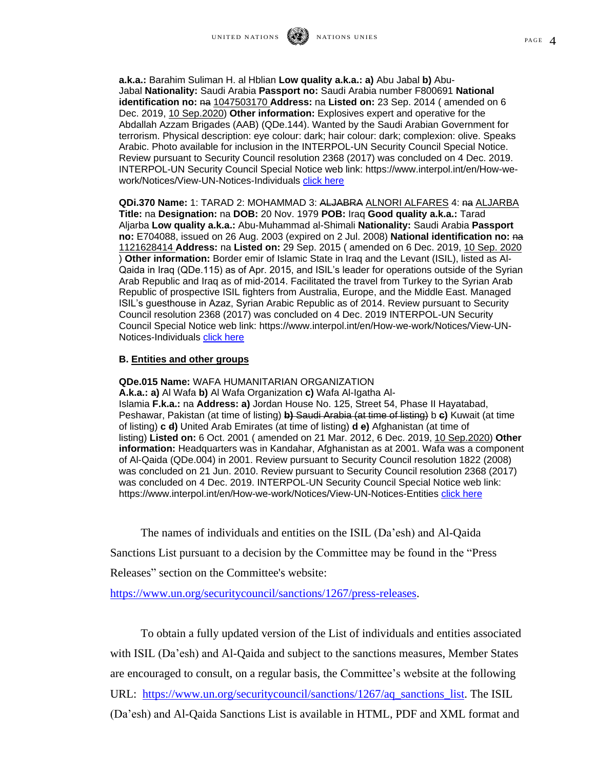**a.k.a.:** Barahim Suliman H. al Hblian **Low quality a.k.a.: a)** Abu Jabal **b)** Abu-Jabal **Nationality:** Saudi Arabia **Passport no:** Saudi Arabia number F800691 **National identification no:** ~~na~~ 1047503170 **Address:** na **Listed on:** 23 Sep. 2014 ( amended on 6 Dec. 2019, 10 Sep.2020) **Other information:** Explosives expert and operative for the Abdallah Azzam Brigades (AAB) (QDe.144). Wanted by the Saudi Arabian Government for terrorism. Physical description: eye colour: dark; hair colour: dark; complexion: olive. Speaks Arabic. Photo available for inclusion in the INTERPOL-UN Security Council Special Notice. Review pursuant to Security Council resolution 2368 (2017) was concluded on 4 Dec. 2019. INTERPOL-UN Security Council Special Notice web link: https://www.interpol.int/en/How-we-work/Notices/View-UN-Notices-Individuals click here

**QDi.370 Name:** 1: TARAD 2: MOHAMMAD 3: ~~ALJABRA~~ ALNORI ALFARES 4: ~~na~~ ALJARBA **Title:** na **Designation:** na **DOB:** 20 Nov. 1979 **POB:** Iraq **Good quality a.k.a.:** Tarad Aljarba **Low quality a.k.a.:** Abu-Muhammad al-Shimali **Nationality:** Saudi Arabia **Passport no:** E704088, issued on 26 Aug. 2003 (expired on 2 Jul. 2008) **National identification no:** ~~na~~ 1121628414 **Address:** na **Listed on:** 29 Sep. 2015 ( amended on 6 Dec. 2019, 10 Sep. 2020 ) **Other information:** Border emir of Islamic State in Iraq and the Levant (ISIL), listed as Al-Qaida in Iraq (QDe.115) as of Apr. 2015, and ISIL's leader for operations outside of the Syrian Arab Republic and Iraq as of mid-2014. Facilitated the travel from Turkey to the Syrian Arab Republic of prospective ISIL fighters from Australia, Europe, and the Middle East. Managed ISIL's guesthouse in Azaz, Syrian Arabic Republic as of 2014. Review pursuant to Security Council resolution 2368 (2017) was concluded on 4 Dec. 2019 INTERPOL-UN Security Council Special Notice web link: https://www.interpol.int/en/How-we-work/Notices/View-UN-Notices-Individuals click here

**B. Entities and other groups**

**QDe.015 Name:** WAFA HUMANITARIAN ORGANIZATION
**A.k.a.: a)** Al Wafa **b)** Al Wafa Organization **c)** Wafa Al-Igatha Al-Islamia **F.k.a.:** na **Address: a)** Jordan House No. 125, Street 54, Phase II Hayatabad, Peshawar, Pakistan (at time of listing) ~~**b)** Saudi Arabia (at time of listing)~~ b ~~**c)**~~ Kuwait (at time of listing) **c** ~~**d)**~~ United Arab Emirates (at time of listing) **d** ~~**e)**~~ Afghanistan (at time of listing) **Listed on:** 6 Oct. 2001 ( amended on 21 Mar. 2012, 6 Dec. 2019, 10 Sep.2020) **Other information:** Headquarters was in Kandahar, Afghanistan as at 2001. Wafa was a component of Al-Qaida (QDe.004) in 2001. Review pursuant to Security Council resolution 1822 (2008) was concluded on 21 Jun. 2010. Review pursuant to Security Council resolution 2368 (2017) was concluded on 4 Dec. 2019. INTERPOL-UN Security Council Special Notice web link: https://www.interpol.int/en/How-we-work/Notices/View-UN-Notices-Entities click here

The names of individuals and entities on the ISIL (Da'esh) and Al-Qaida Sanctions List pursuant to a decision by the Committee may be found in the "Press Releases" section on the Committee's website: https://www.un.org/securitycouncil/sanctions/1267/press-releases.

To obtain a fully updated version of the List of individuals and entities associated with ISIL (Da'esh) and Al-Qaida and subject to the sanctions measures, Member States are encouraged to consult, on a regular basis, the Committee's website at the following URL: https://www.un.org/securitycouncil/sanctions/1267/aq_sanctions_list. The ISIL (Da'esh) and Al-Qaida Sanctions List is available in HTML, PDF and XML format and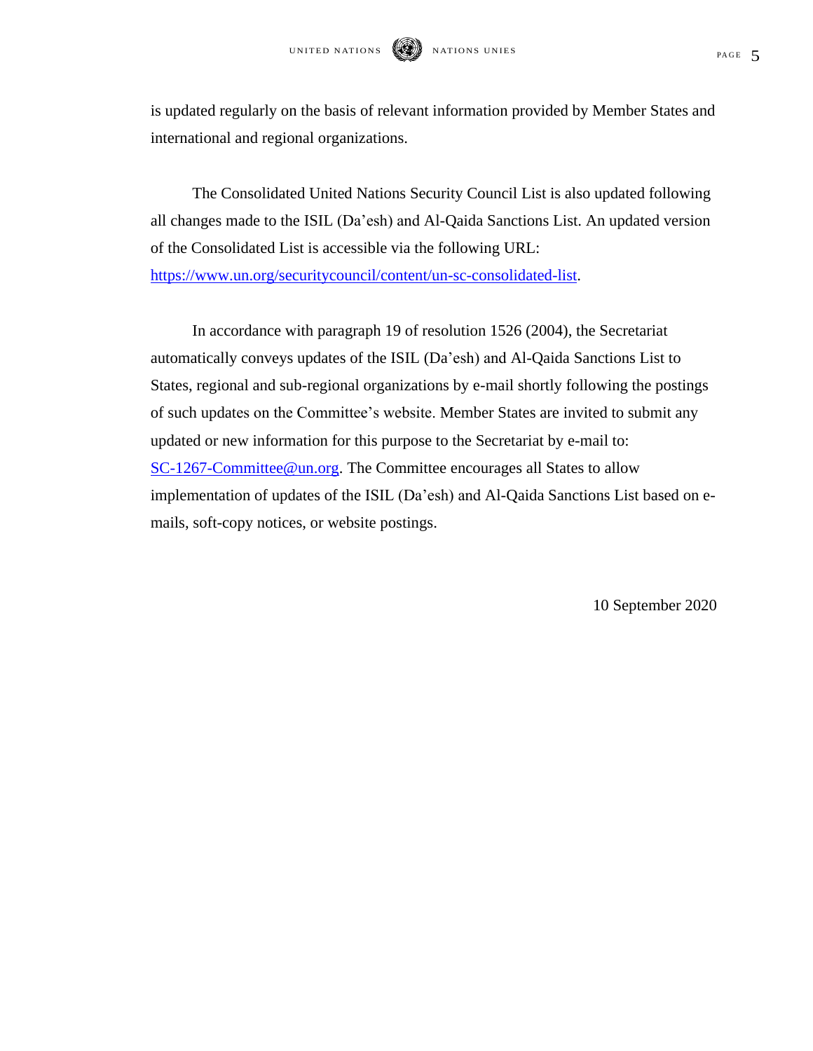is updated regularly on the basis of relevant information provided by Member States and international and regional organizations.

The Consolidated United Nations Security Council List is also updated following all changes made to the ISIL (Da'esh) and Al-Qaida Sanctions List. An updated version of the Consolidated List is accessible via the following URL: https://www.un.org/securitycouncil/content/un-sc-consolidated-list.

In accordance with paragraph 19 of resolution 1526 (2004), the Secretariat automatically conveys updates of the ISIL (Da'esh) and Al-Qaida Sanctions List to States, regional and sub-regional organizations by e-mail shortly following the postings of such updates on the Committee's website. Member States are invited to submit any updated or new information for this purpose to the Secretariat by e-mail to: SC-1267-Committee@un.org. The Committee encourages all States to allow implementation of updates of the ISIL (Da'esh) and Al-Qaida Sanctions List based on e-mails, soft-copy notices, or website postings.

10 September 2020